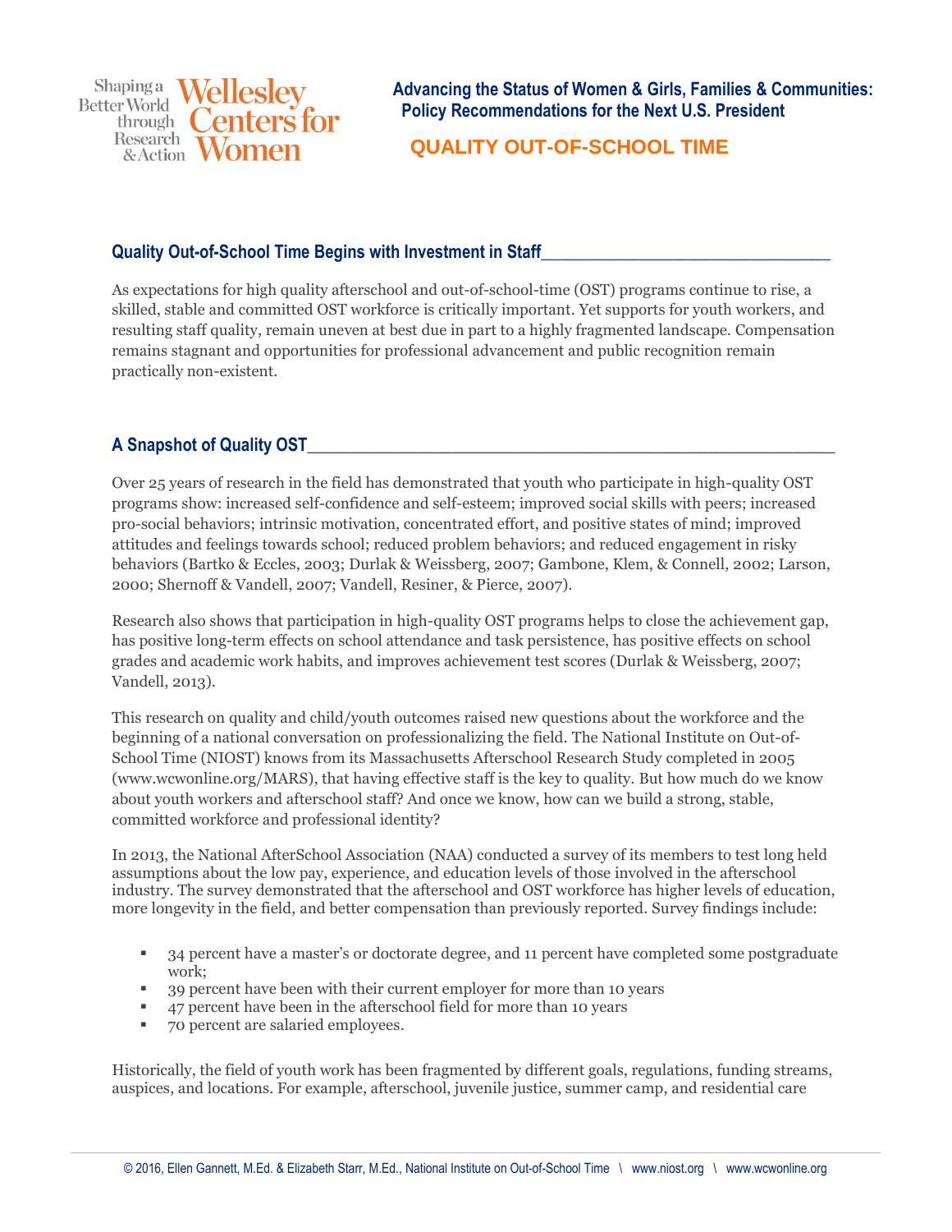Shaping a Better World through Research & Action — Wellesley Centers for Women

**Advancing the Status of Women & Girls, Families & Communities: Policy Recommendations for the Next U.S. President**

# QUALITY OUT-OF-SCHOOL TIME

## Quality Out-of-School Time Begins with Investment in Staff

As expectations for high quality afterschool and out-of-school-time (OST) programs continue to rise, a skilled, stable and committed OST workforce is critically important. Yet supports for youth workers, and resulting staff quality, remain uneven at best due in part to a highly fragmented landscape. Compensation remains stagnant and opportunities for professional advancement and public recognition remain practically non-existent.

## A Snapshot of Quality OST

Over 25 years of research in the field has demonstrated that youth who participate in high-quality OST programs show: increased self-confidence and self-esteem; improved social skills with peers; increased pro-social behaviors; intrinsic motivation, concentrated effort, and positive states of mind; improved attitudes and feelings towards school; reduced problem behaviors; and reduced engagement in risky behaviors (Bartko & Eccles, 2003; Durlak & Weissberg, 2007; Gambone, Klem, & Connell, 2002; Larson, 2000; Shernoff & Vandell, 2007; Vandell, Resiner, & Pierce, 2007).

Research also shows that participation in high-quality OST programs helps to close the achievement gap, has positive long-term effects on school attendance and task persistence, has positive effects on school grades and academic work habits, and improves achievement test scores (Durlak & Weissberg, 2007; Vandell, 2013).

This research on quality and child/youth outcomes raised new questions about the workforce and the beginning of a national conversation on professionalizing the field. The National Institute on Out-of-School Time (NIOST) knows from its Massachusetts Afterschool Research Study completed in 2005 (www.wcwonline.org/MARS), that having effective staff is the key to quality. But how much do we know about youth workers and afterschool staff? And once we know, how can we build a strong, stable, committed workforce and professional identity?

In 2013, the National AfterSchool Association (NAA) conducted a survey of its members to test long held assumptions about the low pay, experience, and education levels of those involved in the afterschool industry. The survey demonstrated that the afterschool and OST workforce has higher levels of education, more longevity in the field, and better compensation than previously reported. Survey findings include:

- 34 percent have a master's or doctorate degree, and 11 percent have completed some postgraduate work;
- 39 percent have been with their current employer for more than 10 years
- 47 percent have been in the afterschool field for more than 10 years
- 70 percent are salaried employees.

Historically, the field of youth work has been fragmented by different goals, regulations, funding streams, auspices, and locations. For example, afterschool, juvenile justice, summer camp, and residential care

© 2016, Ellen Gannett, M.Ed. & Elizabeth Starr, M.Ed., National Institute on Out-of-School Time \ www.niost.org \ www.wcwonline.org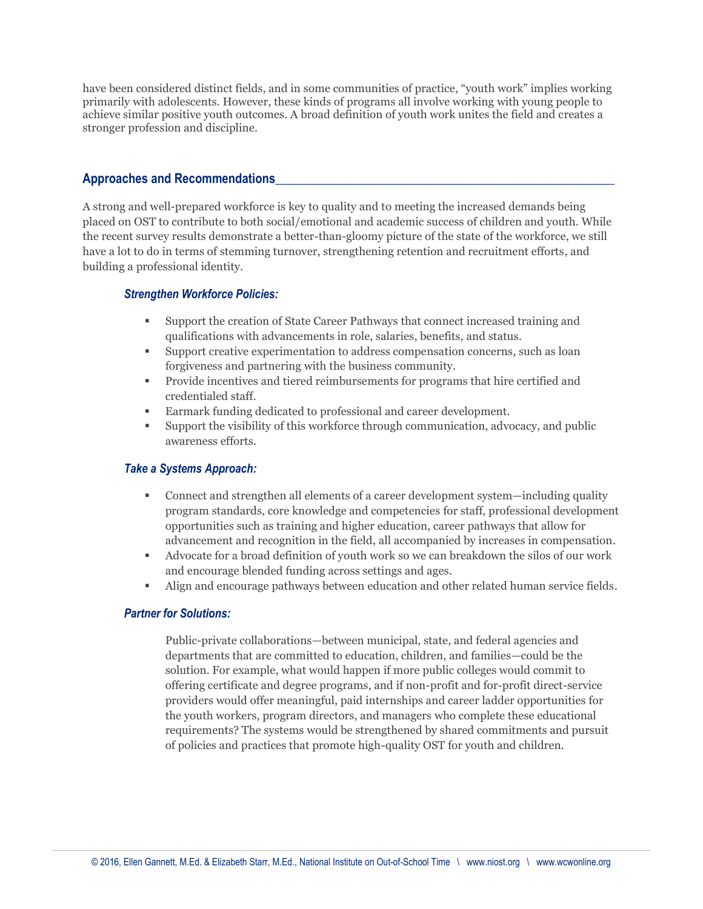have been considered distinct fields, and in some communities of practice, "youth work" implies working primarily with adolescents. However, these kinds of programs all involve working with young people to achieve similar positive youth outcomes. A broad definition of youth work unites the field and creates a stronger profession and discipline.

## Approaches and Recommendations

A strong and well-prepared workforce is key to quality and to meeting the increased demands being placed on OST to contribute to both social/emotional and academic success of children and youth. While the recent survey results demonstrate a better-than-gloomy picture of the state of the workforce, we still have a lot to do in terms of stemming turnover, strengthening retention and recruitment efforts, and building a professional identity.

### *Strengthen Workforce Policies:*

- Support the creation of State Career Pathways that connect increased training and qualifications with advancements in role, salaries, benefits, and status.
- Support creative experimentation to address compensation concerns, such as loan forgiveness and partnering with the business community.
- Provide incentives and tiered reimbursements for programs that hire certified and credentialed staff.
- Earmark funding dedicated to professional and career development.
- Support the visibility of this workforce through communication, advocacy, and public awareness efforts.

### *Take a Systems Approach:*

- Connect and strengthen all elements of a career development system—including quality program standards, core knowledge and competencies for staff, professional development opportunities such as training and higher education, career pathways that allow for advancement and recognition in the field, all accompanied by increases in compensation.
- Advocate for a broad definition of youth work so we can breakdown the silos of our work and encourage blended funding across settings and ages.
- Align and encourage pathways between education and other related human service fields.

### *Partner for Solutions:*

Public-private collaborations—between municipal, state, and federal agencies and departments that are committed to education, children, and families—could be the solution. For example, what would happen if more public colleges would commit to offering certificate and degree programs, and if non-profit and for-profit direct-service providers would offer meaningful, paid internships and career ladder opportunities for the youth workers, program directors, and managers who complete these educational requirements? The systems would be strengthened by shared commitments and pursuit of policies and practices that promote high-quality OST for youth and children.